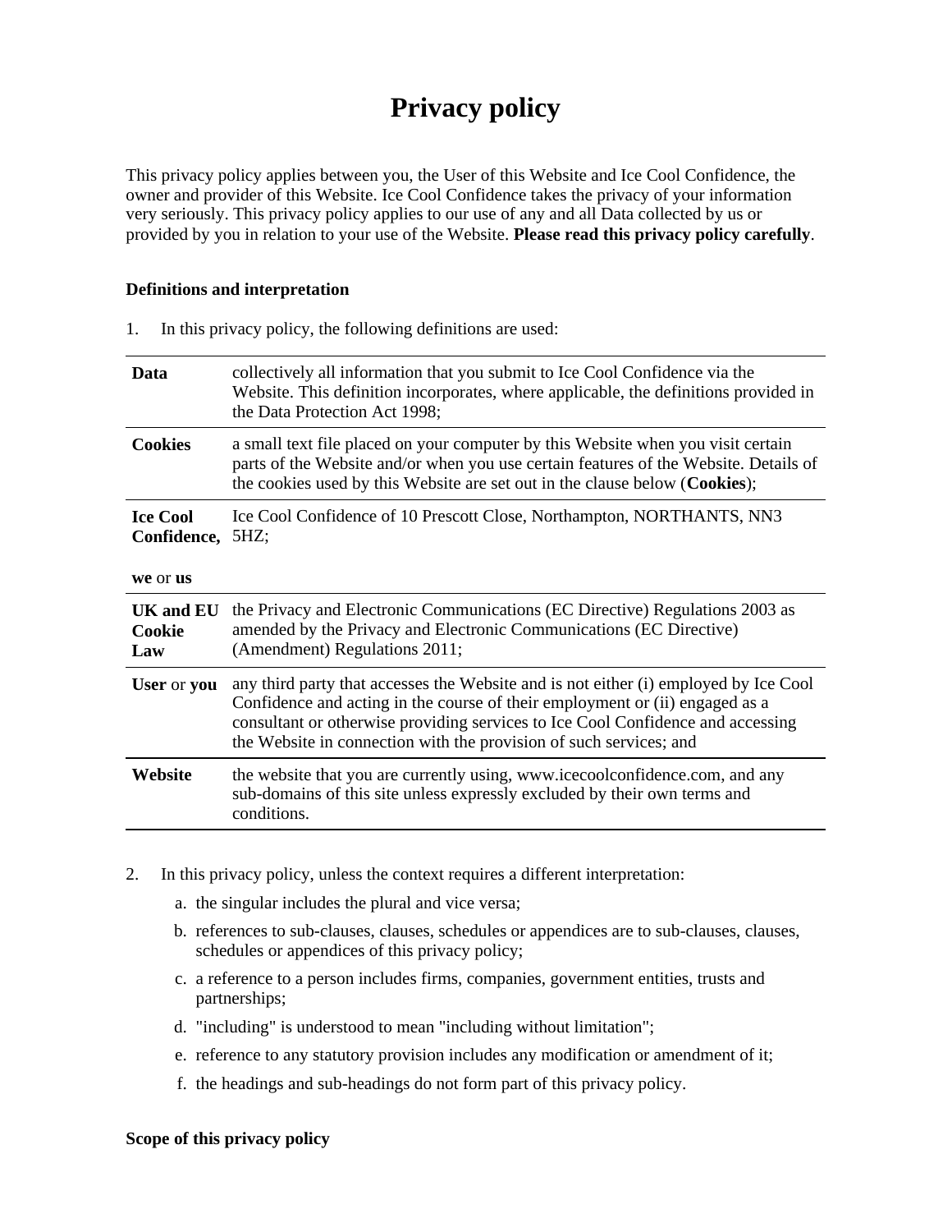# Privacy policy

This privacy policy applies between you, the User of this Website and Ice Cool Confidence, the owner and provider of this Website. Ice Cool Confidence takes the privacy of your information very seriously. This privacy policy applies to our use of any and all Data collected by us or provided by you in relation to your use of the Website. **Please read this privacy policy carefully**.

**Definitions and interpretation**

1. In this privacy policy, the following definitions are used:

| | |
|---|---|
| **Data** | collectively all information that you submit to Ice Cool Confidence via the Website. This definition incorporates, where applicable, the definitions provided in the Data Protection Act 1998; |
| **Cookies** | a small text file placed on your computer by this Website when you visit certain parts of the Website and/or when you use certain features of the Website. Details of the cookies used by this Website are set out in the clause below (**Cookies**); |
| **Ice Cool Confidence,** **we** or **us** | Ice Cool Confidence of 10 Prescott Close, Northampton, NORTHANTS, NN3 5HZ; |
| **UK and EU Cookie Law** | the Privacy and Electronic Communications (EC Directive) Regulations 2003 as amended by the Privacy and Electronic Communications (EC Directive) (Amendment) Regulations 2011; |
| **User** or **you** | any third party that accesses the Website and is not either (i) employed by Ice Cool Confidence and acting in the course of their employment or (ii) engaged as a consultant or otherwise providing services to Ice Cool Confidence and accessing the Website in connection with the provision of such services; and |
| **Website** | the website that you are currently using, www.icecoolconfidence.com, and any sub-domains of this site unless expressly excluded by their own terms and conditions. |

2. In this privacy policy, unless the context requires a different interpretation:
   a. the singular includes the plural and vice versa;
   b. references to sub-clauses, clauses, schedules or appendices are to sub-clauses, clauses, schedules or appendices of this privacy policy;
   c. a reference to a person includes firms, companies, government entities, trusts and partnerships;
   d. "including" is understood to mean "including without limitation";
   e. reference to any statutory provision includes any modification or amendment of it;
   f. the headings and sub-headings do not form part of this privacy policy.

**Scope of this privacy policy**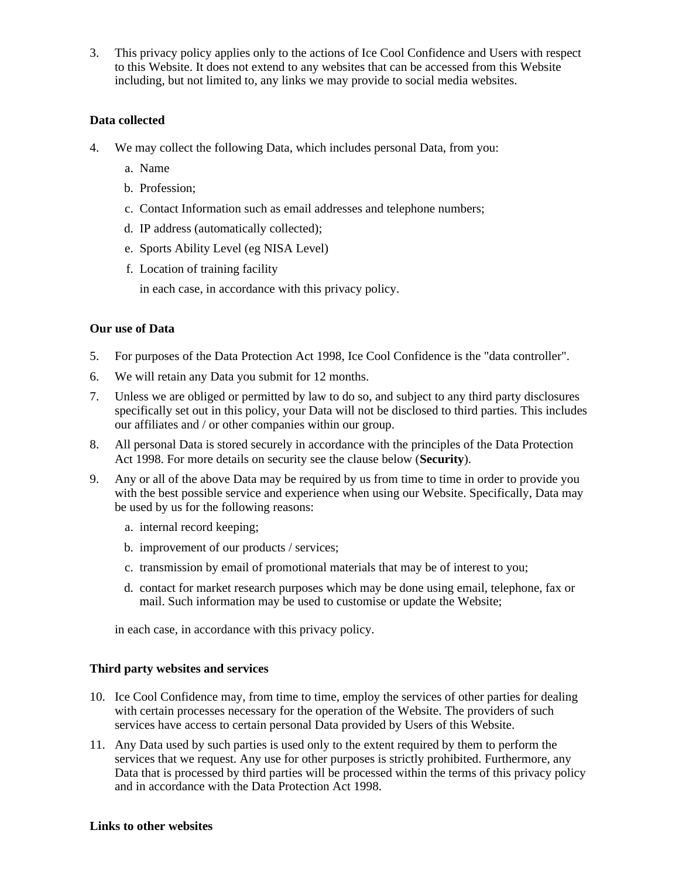3. This privacy policy applies only to the actions of Ice Cool Confidence and Users with respect to this Website. It does not extend to any websites that can be accessed from this Website including, but not limited to, any links we may provide to social media websites.

**Data collected**

4. We may collect the following Data, which includes personal Data, from you:
   a. Name
   b. Profession;
   c. Contact Information such as email addresses and telephone numbers;
   d. IP address (automatically collected);
   e. Sports Ability Level (eg NISA Level)
   f. Location of training facility

   in each case, in accordance with this privacy policy.

**Our use of Data**

5. For purposes of the Data Protection Act 1998, Ice Cool Confidence is the "data controller".
6. We will retain any Data you submit for 12 months.
7. Unless we are obliged or permitted by law to do so, and subject to any third party disclosures specifically set out in this policy, your Data will not be disclosed to third parties. This includes our affiliates and / or other companies within our group.
8. All personal Data is stored securely in accordance with the principles of the Data Protection Act 1998. For more details on security see the clause below (**Security**).
9. Any or all of the above Data may be required by us from time to time in order to provide you with the best possible service and experience when using our Website. Specifically, Data may be used by us for the following reasons:
   a. internal record keeping;
   b. improvement of our products / services;
   c. transmission by email of promotional materials that may be of interest to you;
   d. contact for market research purposes which may be done using email, telephone, fax or mail. Such information may be used to customise or update the Website;

   in each case, in accordance with this privacy policy.

**Third party websites and services**

10. Ice Cool Confidence may, from time to time, employ the services of other parties for dealing with certain processes necessary for the operation of the Website. The providers of such services have access to certain personal Data provided by Users of this Website.
11. Any Data used by such parties is used only to the extent required by them to perform the services that we request. Any use for other purposes is strictly prohibited. Furthermore, any Data that is processed by third parties will be processed within the terms of this privacy policy and in accordance with the Data Protection Act 1998.

**Links to other websites**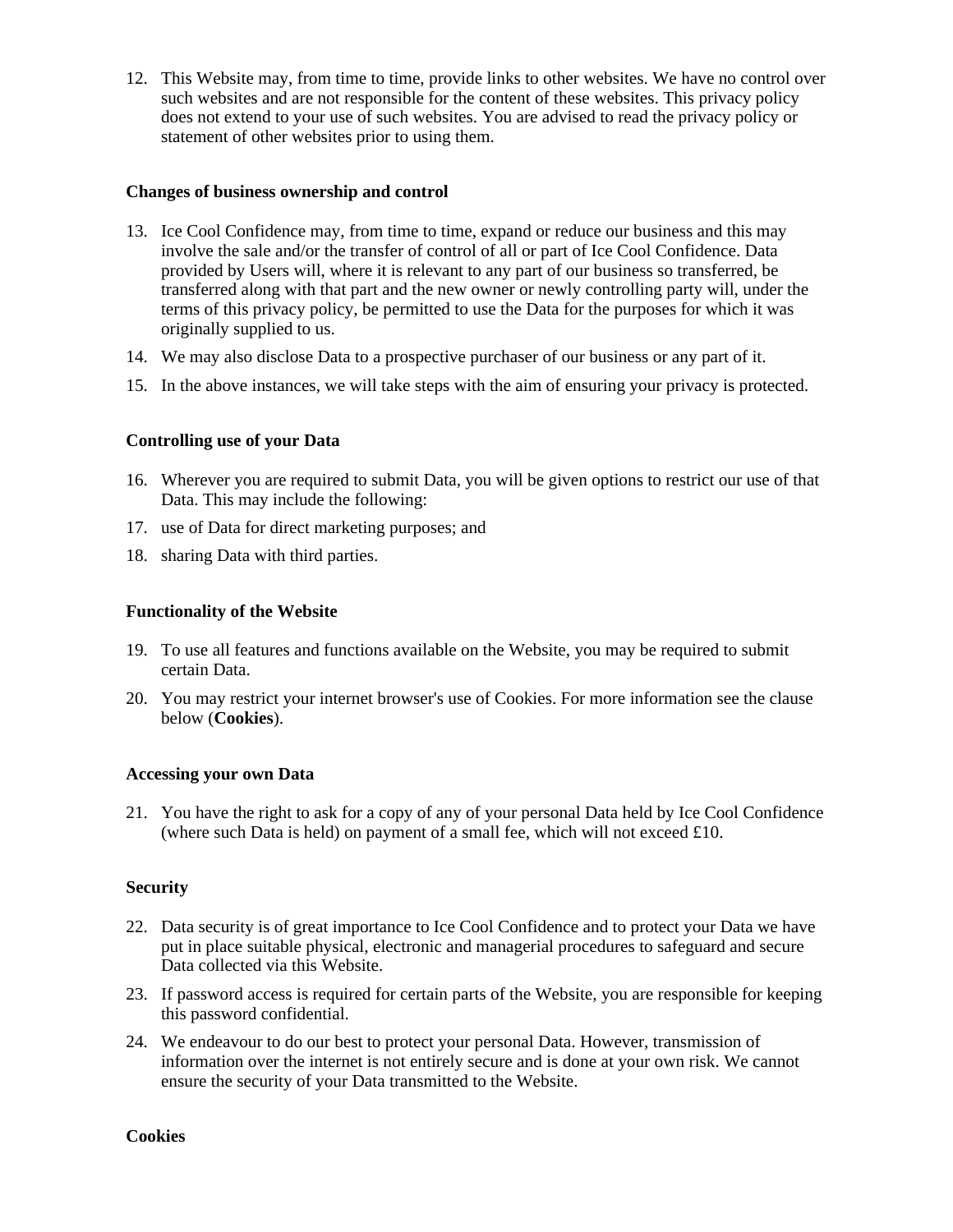12. This Website may, from time to time, provide links to other websites. We have no control over such websites and are not responsible for the content of these websites. This privacy policy does not extend to your use of such websites. You are advised to read the privacy policy or statement of other websites prior to using them.

**Changes of business ownership and control**

13. Ice Cool Confidence may, from time to time, expand or reduce our business and this may involve the sale and/or the transfer of control of all or part of Ice Cool Confidence. Data provided by Users will, where it is relevant to any part of our business so transferred, be transferred along with that part and the new owner or newly controlling party will, under the terms of this privacy policy, be permitted to use the Data for the purposes for which it was originally supplied to us.
14. We may also disclose Data to a prospective purchaser of our business or any part of it.
15. In the above instances, we will take steps with the aim of ensuring your privacy is protected.

**Controlling use of your Data**

16. Wherever you are required to submit Data, you will be given options to restrict our use of that Data. This may include the following:
17. use of Data for direct marketing purposes; and
18. sharing Data with third parties.

**Functionality of the Website**

19. To use all features and functions available on the Website, you may be required to submit certain Data.
20. You may restrict your internet browser's use of Cookies. For more information see the clause below (**Cookies**).

**Accessing your own Data**

21. You have the right to ask for a copy of any of your personal Data held by Ice Cool Confidence (where such Data is held) on payment of a small fee, which will not exceed £10.

**Security**

22. Data security is of great importance to Ice Cool Confidence and to protect your Data we have put in place suitable physical, electronic and managerial procedures to safeguard and secure Data collected via this Website.
23. If password access is required for certain parts of the Website, you are responsible for keeping this password confidential.
24. We endeavour to do our best to protect your personal Data. However, transmission of information over the internet is not entirely secure and is done at your own risk. We cannot ensure the security of your Data transmitted to the Website.

**Cookies**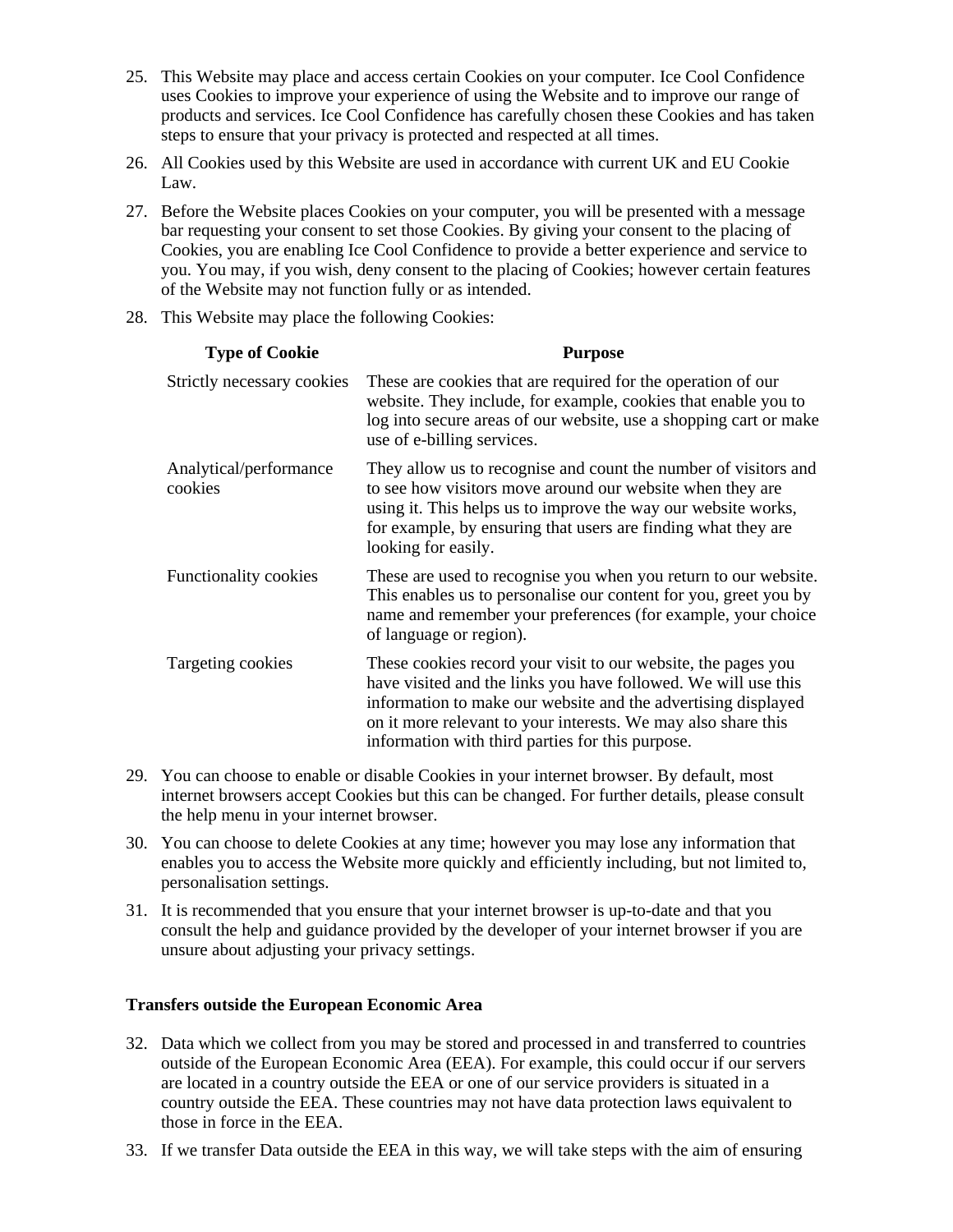25. This Website may place and access certain Cookies on your computer. Ice Cool Confidence uses Cookies to improve your experience of using the Website and to improve our range of products and services. Ice Cool Confidence has carefully chosen these Cookies and has taken steps to ensure that your privacy is protected and respected at all times.

26. All Cookies used by this Website are used in accordance with current UK and EU Cookie Law.

27. Before the Website places Cookies on your computer, you will be presented with a message bar requesting your consent to set those Cookies. By giving your consent to the placing of Cookies, you are enabling Ice Cool Confidence to provide a better experience and service to you. You may, if you wish, deny consent to the placing of Cookies; however certain features of the Website may not function fully or as intended.

28. This Website may place the following Cookies:

| Type of Cookie | Purpose |
|---|---|
| Strictly necessary cookies | These are cookies that are required for the operation of our website. They include, for example, cookies that enable you to log into secure areas of our website, use a shopping cart or make use of e-billing services. |
| Analytical/performance cookies | They allow us to recognise and count the number of visitors and to see how visitors move around our website when they are using it. This helps us to improve the way our website works, for example, by ensuring that users are finding what they are looking for easily. |
| Functionality cookies | These are used to recognise you when you return to our website. This enables us to personalise our content for you, greet you by name and remember your preferences (for example, your choice of language or region). |
| Targeting cookies | These cookies record your visit to our website, the pages you have visited and the links you have followed. We will use this information to make our website and the advertising displayed on it more relevant to your interests. We may also share this information with third parties for this purpose. |

29. You can choose to enable or disable Cookies in your internet browser. By default, most internet browsers accept Cookies but this can be changed. For further details, please consult the help menu in your internet browser.

30. You can choose to delete Cookies at any time; however you may lose any information that enables you to access the Website more quickly and efficiently including, but not limited to, personalisation settings.

31. It is recommended that you ensure that your internet browser is up-to-date and that you consult the help and guidance provided by the developer of your internet browser if you are unsure about adjusting your privacy settings.

**Transfers outside the European Economic Area**

32. Data which we collect from you may be stored and processed in and transferred to countries outside of the European Economic Area (EEA). For example, this could occur if our servers are located in a country outside the EEA or one of our service providers is situated in a country outside the EEA. These countries may not have data protection laws equivalent to those in force in the EEA.

33. If we transfer Data outside the EEA in this way, we will take steps with the aim of ensuring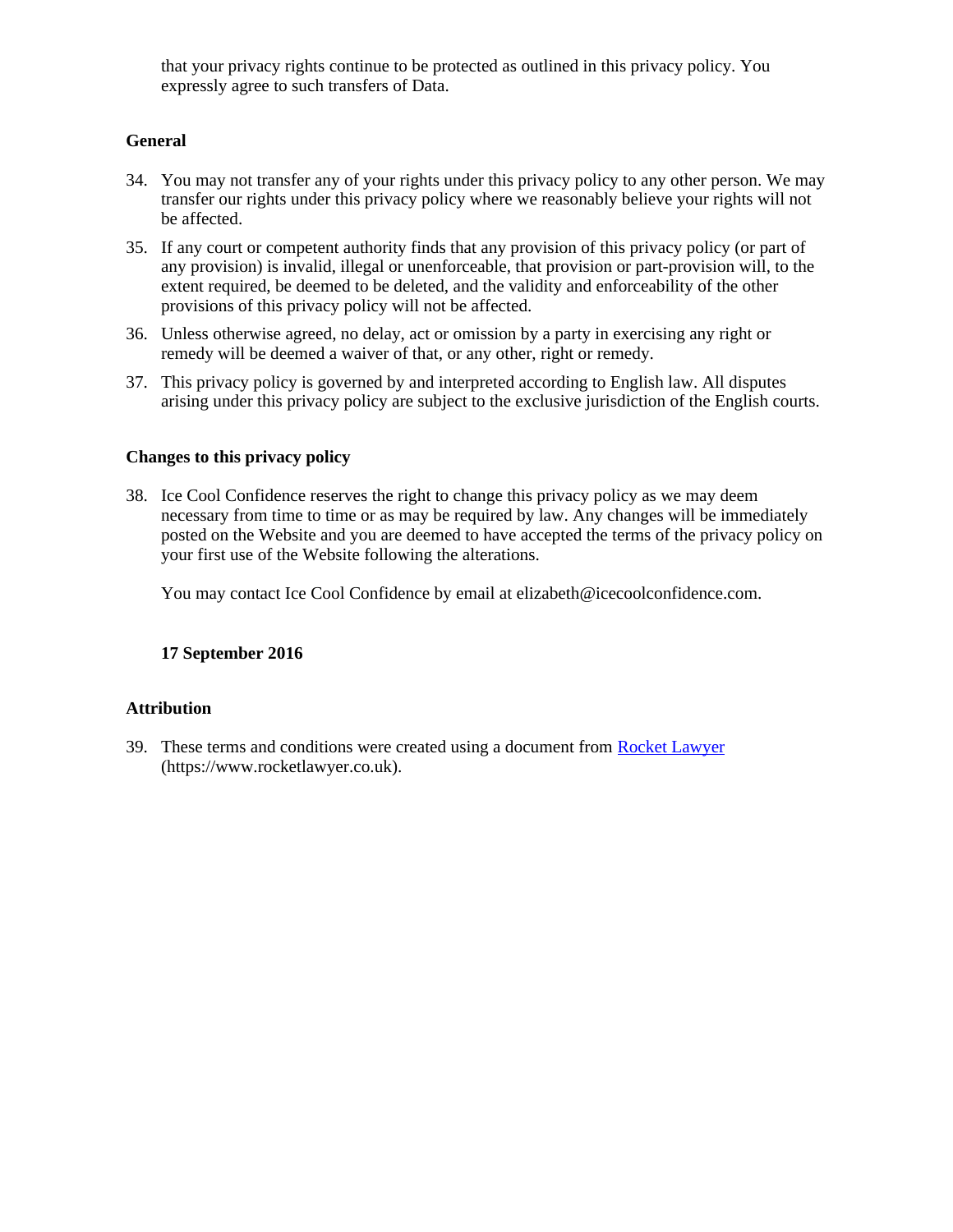that your privacy rights continue to be protected as outlined in this privacy policy. You expressly agree to such transfers of Data.

**General**

34. You may not transfer any of your rights under this privacy policy to any other person. We may transfer our rights under this privacy policy where we reasonably believe your rights will not be affected.
35. If any court or competent authority finds that any provision of this privacy policy (or part of any provision) is invalid, illegal or unenforceable, that provision or part-provision will, to the extent required, be deemed to be deleted, and the validity and enforceability of the other provisions of this privacy policy will not be affected.
36. Unless otherwise agreed, no delay, act or omission by a party in exercising any right or remedy will be deemed a waiver of that, or any other, right or remedy.
37. This privacy policy is governed by and interpreted according to English law. All disputes arising under this privacy policy are subject to the exclusive jurisdiction of the English courts.

**Changes to this privacy policy**

38. Ice Cool Confidence reserves the right to change this privacy policy as we may deem necessary from time to time or as may be required by law. Any changes will be immediately posted on the Website and you are deemed to have accepted the terms of the privacy policy on your first use of the Website following the alterations.

    You may contact Ice Cool Confidence by email at elizabeth@icecoolconfidence.com.

    **17 September 2016**

**Attribution**

39. These terms and conditions were created using a document from [Rocket Lawyer](https://www.rocketlawyer.co.uk) (https://www.rocketlawyer.co.uk).